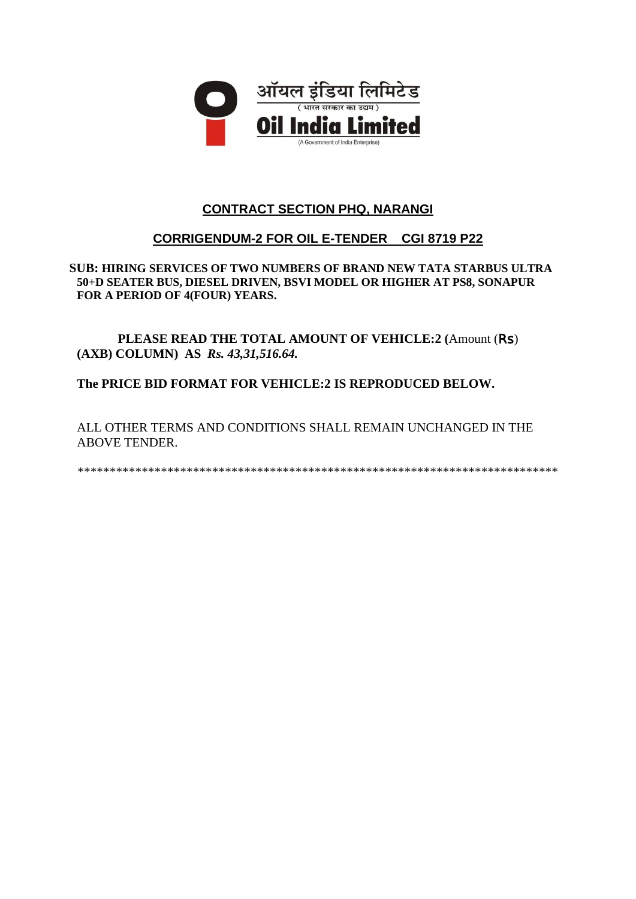ऑयल इंडिया लिमिटेड

( भारत सरकार का उद्यम )

**Oil India Limited**

(A Government of India Enterprise)

## CONTRACT SECTION PHQ, NARANGI

## CORRIGENDUM-2 FOR OIL E-TENDER CGI 8719 P22

**SUB: HIRING SERVICES OF TWO NUMBERS OF BRAND NEW TATA STARBUS ULTRA 50+D SEATER BUS, DIESEL DRIVEN, BSVI MODEL OR HIGHER AT PS8, SONAPUR FOR A PERIOD OF 4(FOUR) YEARS.**

**PLEASE READ THE TOTAL AMOUNT OF VEHICLE:2 (**Amount (Rs) **(AXB) COLUMN) AS** ***Rs. 43,31,516.64.***

**The PRICE BID FORMAT FOR VEHICLE:2 IS REPRODUCED BELOW.**

ALL OTHER TERMS AND CONDITIONS SHALL REMAIN UNCHANGED IN THE ABOVE TENDER.

*************************************************************************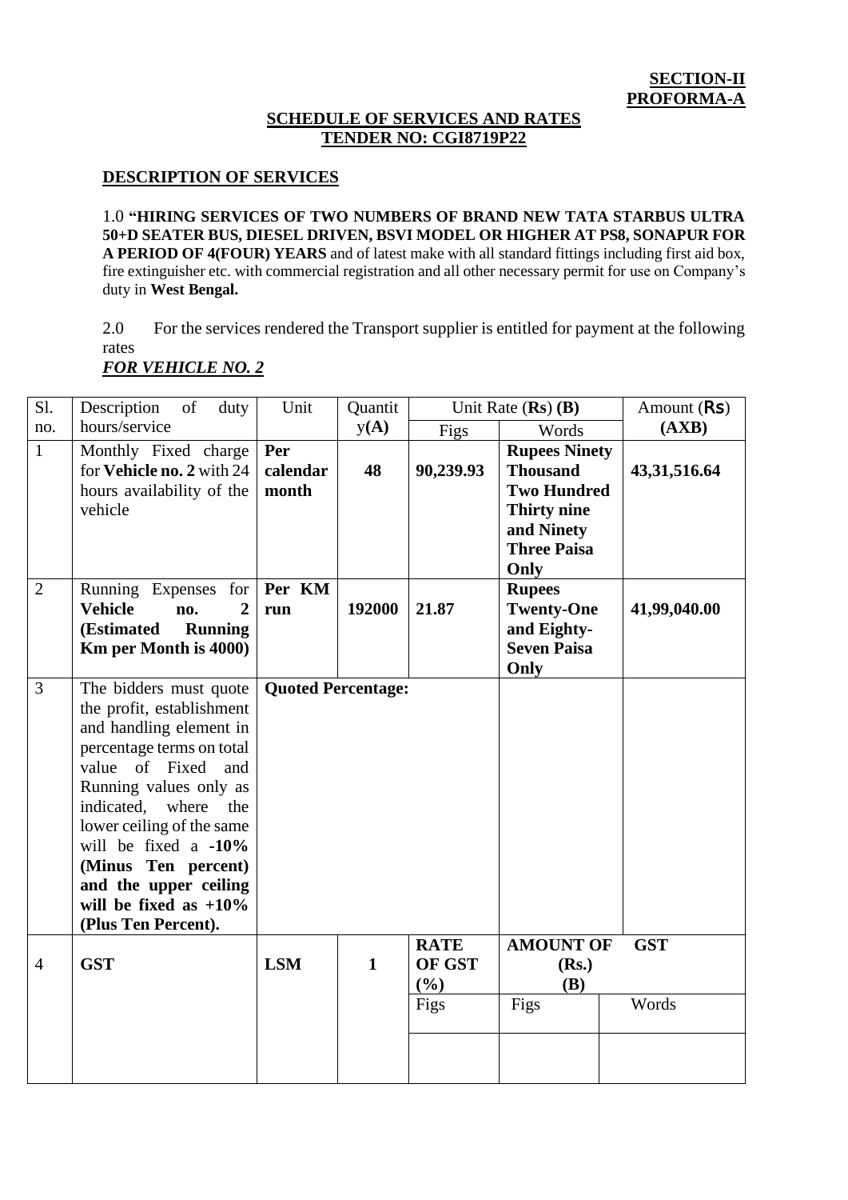**SECTION-II**
**PROFORMA-A**

## SCHEDULE OF SERVICES AND RATES
## TENDER NO: CGI8719P22

### DESCRIPTION OF SERVICES

1.0 **"HIRING SERVICES OF TWO NUMBERS OF BRAND NEW TATA STARBUS ULTRA 50+D SEATER BUS, DIESEL DRIVEN, BSVI MODEL OR HIGHER AT PS8, SONAPUR FOR A PERIOD OF 4(FOUR) YEARS** and of latest make with all standard fittings including first aid box, fire extinguisher etc. with commercial registration and all other necessary permit for use on Company's duty in **West Bengal.**

2.0 For the services rendered the Transport supplier is entitled for payment at the following rates

***FOR VEHICLE NO. 2***

| Sl. no. | Description of duty hours/service | Unit | Quantity(A) | Unit Rate (Rs) (B) | | Amount (Rs) (AXB) |
|---|---|---|---|---|---|---|
| | | | | Figs | Words | |
| 1 | Monthly Fixed charge for **Vehicle no. 2** with 24 hours availability of the vehicle | **Per calendar month** | **48** | **90,239.93** | **Rupees Ninety Thousand Two Hundred Thirty nine and Ninety Three Paisa Only** | **43,31,516.64** |
| 2 | Running Expenses for **Vehicle no. 2 (Estimated Running Km per Month is 4000)** | **Per KM run** | **192000** | **21.87** | **Rupees Twenty-One and Eighty-Seven Paisa Only** | **41,99,040.00** |
| 3 | The bidders must quote the profit, establishment and handling element in percentage terms on total value of Fixed and Running values only as indicated, where the lower ceiling of the same will be fixed a **-10% (Minus Ten percent) and the upper ceiling will be fixed as +10% (Plus Ten Percent).** | **Quoted Percentage:** | | | | |
| 4 | **GST** | **LSM** | **1** | **RATE OF GST (%)** | **AMOUNT OF GST (Rs.) (B)** | |
| | | | | Figs | Figs | Words |
| | | | | | | |